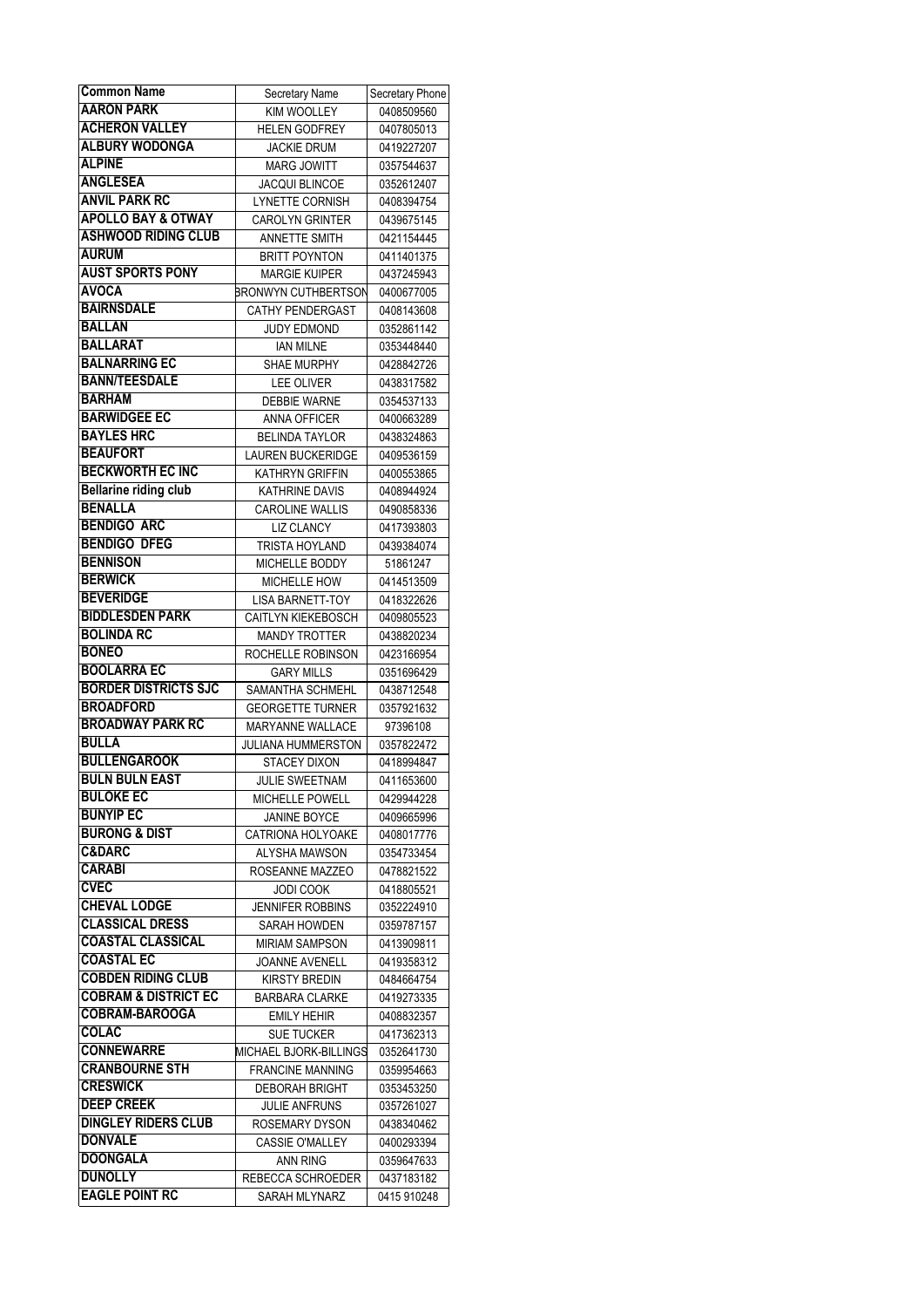| Common Name | Secretary Name | Secretary Phone |
|---|---|---|
| AARON PARK | KIM WOOLLEY | 0408509560 |
| ACHERON VALLEY | HELEN GODFREY | 0407805013 |
| ALBURY WODONGA | JACKIE DRUM | 0419227207 |
| ALPINE | MARG JOWITT | 0357544637 |
| ANGLESEA | JACQUI BLINCOE | 0352612407 |
| ANVIL PARK RC | LYNETTE CORNISH | 0408394754 |
| APOLLO BAY & OTWAY | CAROLYN GRINTER | 0439675145 |
| ASHWOOD RIDING CLUB | ANNETTE SMITH | 0421154445 |
| AURUM | BRITT POYNTON | 0411401375 |
| AUST SPORTS PONY | MARGIE KUIPER | 0437245943 |
| AVOCA | BRONWYN CUTHBERTSON | 0400677005 |
| BAIRNSDALE | CATHY PENDERGAST | 0408143608 |
| BALLAN | JUDY EDMOND | 0352861142 |
| BALLARAT | IAN MILNE | 0353448440 |
| BALNARRING EC | SHAE MURPHY | 0428842726 |
| BANN/TEESDALE | LEE OLIVER | 0438317582 |
| BARHAM | DEBBIE WARNE | 0354537133 |
| BARWIDGEE EC | ANNA OFFICER | 0400663289 |
| BAYLES HRC | BELINDA TAYLOR | 0438324863 |
| BEAUFORT | LAUREN BUCKERIDGE | 0409536159 |
| BECKWORTH EC INC | KATHRYN GRIFFIN | 0400553865 |
| Bellarine riding club | KATHRINE DAVIS | 0408944924 |
| BENALLA | CAROLINE WALLIS | 0490858336 |
| BENDIGO ARC | LIZ CLANCY | 0417393803 |
| BENDIGO DFEG | TRISTA HOYLAND | 0439384074 |
| BENNISON | MICHELLE BODDY | 51861247 |
| BERWICK | MICHELLE HOW | 0414513509 |
| BEVERIDGE | LISA BARNETT-TOY | 0418322626 |
| BIDDLESDEN PARK | CAITLYN KIEKEBOSCH | 0409805523 |
| BOLINDA RC | MANDY TROTTER | 0438820234 |
| BONEO | ROCHELLE ROBINSON | 0423166954 |
| BOOLARRA EC | GARY MILLS | 0351696429 |
| BORDER DISTRICTS SJC | SAMANTHA SCHMEHL | 0438712548 |
| BROADFORD | GEORGETTE TURNER | 0357921632 |
| BROADWAY PARK RC | MARYANNE WALLACE | 97396108 |
| BULLA | JULIANA HUMMERSTON | 0357822472 |
| BULLENGAROOK | STACEY DIXON | 0418994847 |
| BULN BULN EAST | JULIE SWEETNAM | 0411653600 |
| BULOKE EC | MICHELLE POWELL | 0429944228 |
| BUNYIP EC | JANINE BOYCE | 0409665996 |
| BURONG & DIST | CATRIONA HOLYOAKE | 0408017776 |
| C&DARC | ALYSHA MAWSON | 0354733454 |
| CARABI | ROSEANNE MAZZEO | 0478821522 |
| CVEC | JODI COOK | 0418805521 |
| CHEVAL LODGE | JENNIFER ROBBINS | 0352224910 |
| CLASSICAL DRESS | SARAH HOWDEN | 0359787157 |
| COASTAL CLASSICAL | MIRIAM SAMPSON | 0413909811 |
| COASTAL EC | JOANNE AVENELL | 0419358312 |
| COBDEN RIDING CLUB | KIRSTY BREDIN | 0484664754 |
| COBRAM & DISTRICT EC | BARBARA CLARKE | 0419273335 |
| COBRAM-BAROOGA | EMILY HEHIR | 0408832357 |
| COLAC | SUE TUCKER | 0417362313 |
| CONNEWARRE | MICHAEL BJORK-BILLINGS | 0352641730 |
| CRANBOURNE STH | FRANCINE MANNING | 0359954663 |
| CRESWICK | DEBORAH BRIGHT | 0353453250 |
| DEEP CREEK | JULIE ANFRUNS | 0357261027 |
| DINGLEY RIDERS CLUB | ROSEMARY DYSON | 0438340462 |
| DONVALE | CASSIE O'MALLEY | 0400293394 |
| DOONGALA | ANN RING | 0359647633 |
| DUNOLLY | REBECCA SCHROEDER | 0437183182 |
| EAGLE POINT RC | SARAH MLYNARZ | 0415 910248 |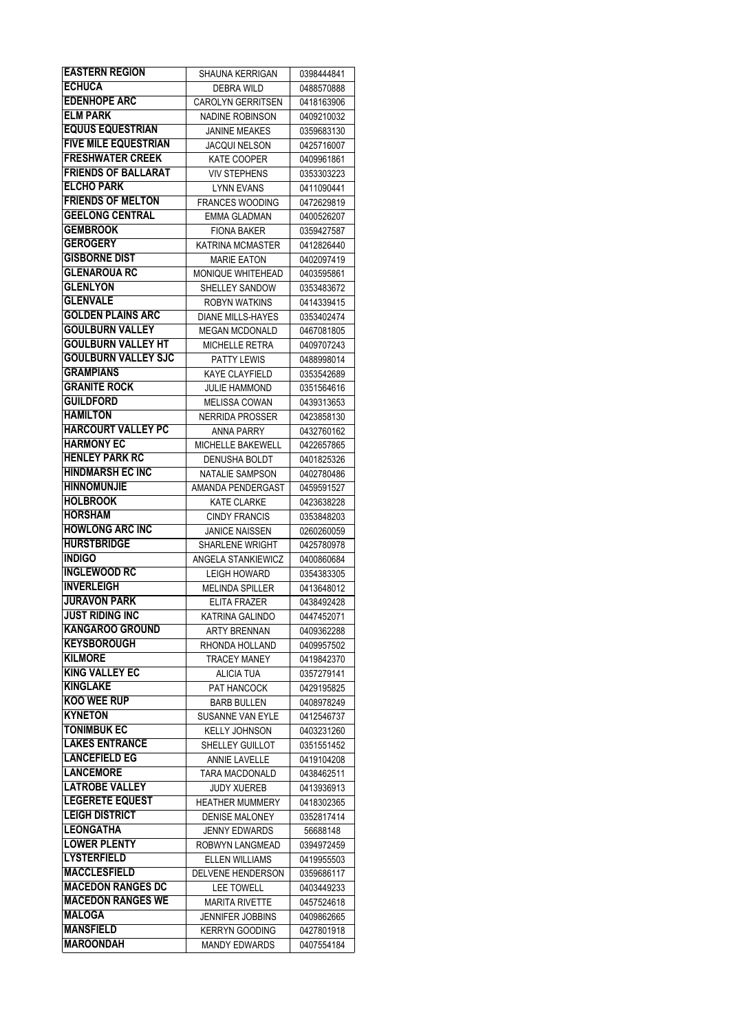| | | |
|---|---|---|
| **EASTERN REGION** | SHAUNA KERRIGAN | 0398444841 |
| **ECHUCA** | DEBRA WILD | 0488570888 |
| **EDENHOPE ARC** | CAROLYN GERRITSEN | 0418163906 |
| **ELM PARK** | NADINE ROBINSON | 0409210032 |
| **EQUUS EQUESTRIAN** | JANINE MEAKES | 0359683130 |
| **FIVE MILE EQUESTRIAN** | JACQUI NELSON | 0425716007 |
| **FRESHWATER CREEK** | KATE COOPER | 0409961861 |
| **FRIENDS OF BALLARAT** | VIV STEPHENS | 0353303223 |
| **ELCHO PARK** | LYNN EVANS | 0411090441 |
| **FRIENDS OF MELTON** | FRANCES WOODING | 0472629819 |
| **GEELONG CENTRAL** | EMMA GLADMAN | 0400526207 |
| **GEMBROOK** | FIONA BAKER | 0359427587 |
| **GEROGERY** | KATRINA MCMASTER | 0412826440 |
| **GISBORNE DIST** | MARIE EATON | 0402097419 |
| **GLENAROUA RC** | MONIQUE WHITEHEAD | 0403595861 |
| **GLENLYON** | SHELLEY SANDOW | 0353483672 |
| **GLENVALE** | ROBYN WATKINS | 0414339415 |
| **GOLDEN PLAINS ARC** | DIANE MILLS-HAYES | 0353402474 |
| **GOULBURN VALLEY** | MEGAN MCDONALD | 0467081805 |
| **GOULBURN VALLEY HT** | MICHELLE RETRA | 0409707243 |
| **GOULBURN VALLEY SJC** | PATTY LEWIS | 0488998014 |
| **GRAMPIANS** | KAYE CLAYFIELD | 0353542689 |
| **GRANITE ROCK** | JULIE HAMMOND | 0351564616 |
| **GUILDFORD** | MELISSA COWAN | 0439313653 |
| **HAMILTON** | NERRIDA PROSSER | 0423858130 |
| **HARCOURT VALLEY PC** | ANNA PARRY | 0432760162 |
| **HARMONY EC** | MICHELLE BAKEWELL | 0422657865 |
| **HENLEY PARK RC** | DENUSHA BOLDT | 0401825326 |
| **HINDMARSH EC INC** | NATALIE SAMPSON | 0402780486 |
| **HINNOMUNJIE** | AMANDA PENDERGAST | 0459591527 |
| **HOLBROOK** | KATE CLARKE | 0423638228 |
| **HORSHAM** | CINDY FRANCIS | 0353848203 |
| **HOWLONG ARC INC** | JANICE NAISSEN | 0260260059 |
| **HURSTBRIDGE** | SHARLENE WRIGHT | 0425780978 |
| **INDIGO** | ANGELA STANKIEWICZ | 0400860684 |
| **INGLEWOOD RC** | LEIGH HOWARD | 0354383305 |
| **INVERLEIGH** | MELINDA SPILLER | 0413648012 |
| **JURAVON PARK** | ELITA FRAZER | 0438492428 |
| **JUST RIDING INC** | KATRINA GALINDO | 0447452071 |
| **KANGAROO GROUND** | ARTY BRENNAN | 0409362288 |
| **KEYSBOROUGH** | RHONDA HOLLAND | 0409957502 |
| **KILMORE** | TRACEY MANEY | 0419842370 |
| **KING VALLEY EC** | ALICIA TUA | 0357279141 |
| **KINGLAKE** | PAT HANCOCK | 0429195825 |
| **KOO WEE RUP** | BARB BULLEN | 0408978249 |
| **KYNETON** | SUSANNE VAN EYLE | 0412546737 |
| **TONIMBUK EC** | KELLY JOHNSON | 0403231260 |
| **LAKES ENTRANCE** | SHELLEY GUILLOT | 0351551452 |
| **LANCEFIELD EG** | ANNIE LAVELLE | 0419104208 |
| **LANCEMORE** | TARA MACDONALD | 0438462511 |
| **LATROBE VALLEY** | JUDY XUEREB | 0413936913 |
| **LEGERETE EQUEST** | HEATHER MUMMERY | 0418302365 |
| **LEIGH DISTRICT** | DENISE MALONEY | 0352817414 |
| **LEONGATHA** | JENNY EDWARDS | 56688148 |
| **LOWER PLENTY** | ROBWYN LANGMEAD | 0394972459 |
| **LYSTERFIELD** | ELLEN WILLIAMS | 0419955503 |
| **MACCLESFIELD** | DELVENE HENDERSON | 0359686117 |
| **MACEDON RANGES DC** | LEE TOWELL | 0403449233 |
| **MACEDON RANGES WE** | MARITA RIVETTE | 0457524618 |
| **MALOGA** | JENNIFER JOBBINS | 0409862665 |
| **MANSFIELD** | KERRYN GOODING | 0427801918 |
| **MAROONDAH** | MANDY EDWARDS | 0407554184 |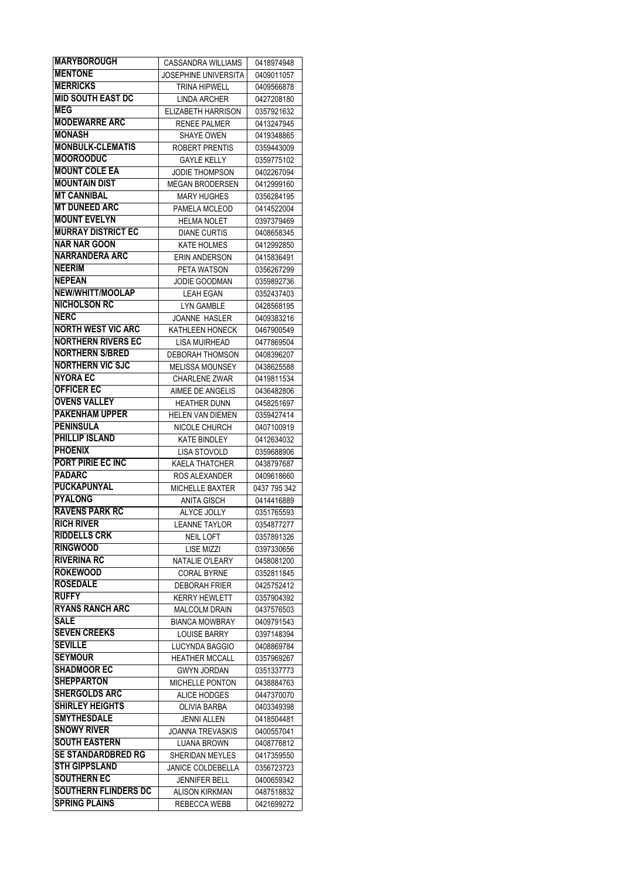| | | |
|---|---|---|
| **MARYBOROUGH** | CASSANDRA WILLIAMS | 0418974948 |
| **MENTONE** | JOSEPHINE UNIVERSITA | 0409011057 |
| **MERRICKS** | TRINA HIPWELL | 0409566878 |
| **MID SOUTH EAST DC** | LINDA ARCHER | 0427208180 |
| **MEG** | ELIZABETH HARRISON | 0357921632 |
| **MODEWARRE ARC** | RENEE PALMER | 0413247945 |
| **MONASH** | SHAYE OWEN | 0419348865 |
| **MONBULK-CLEMATIS** | ROBERT PRENTIS | 0359443009 |
| **MOOROODUC** | GAYLE KELLY | 0359775102 |
| **MOUNT COLE EA** | JODIE THOMPSON | 0402267094 |
| **MOUNTAIN DIST** | MEGAN BRODERSEN | 0412999160 |
| **MT CANNIBAL** | MARY HUGHES | 0356284195 |
| **MT DUNEED ARC** | PAMELA MCLEOD | 0414522004 |
| **MOUNT EVELYN** | HELMA NOLET | 0397379469 |
| **MURRAY DISTRICT EC** | DIANE CURTIS | 0408658345 |
| **NAR NAR GOON** | KATE HOLMES | 0412992850 |
| **NARRANDERA ARC** | ERIN ANDERSON | 0415836491 |
| **NEERIM** | PETA WATSON | 0356267299 |
| **NEPEAN** | JODIE GOODMAN | 0359892736 |
| **NEW/WHITT/MOOLAP** | LEAH EGAN | 0352437403 |
| **NICHOLSON RC** | LYN GAMBLE | 0428568195 |
| **NERC** | JOANNE HASLER | 0409383216 |
| **NORTH WEST VIC ARC** | KATHLEEN HONECK | 0467900549 |
| **NORTHERN RIVERS EC** | LISA MUIRHEAD | 0477869504 |
| **NORTHERN S/BRED** | DEBORAH THOMSON | 0408396207 |
| **NORTHERN VIC SJC** | MELISSA MOUNSEY | 0438625588 |
| **NYORA EC** | CHARLENE ZWAR | 0419811534 |
| **OFFICER EC** | AIMEE DE ANGELIS | 0436482806 |
| **OVENS VALLEY** | HEATHER DUNN | 0458251697 |
| **PAKENHAM UPPER** | HELEN VAN DIEMEN | 0359427414 |
| **PENINSULA** | NICOLE CHURCH | 0407100919 |
| **PHILLIP ISLAND** | KATE BINDLEY | 0412634032 |
| **PHOENIX** | LISA STOVOLD | 0359688906 |
| **PORT PIRIE EC INC** | KAELA THATCHER | 0438797687 |
| **PADARC** | ROS ALEXANDER | 0409618660 |
| **PUCKAPUNYAL** | MICHELLE BAXTER | 0437 795 342 |
| **PYALONG** | ANITA GISCH | 0414416889 |
| **RAVENS PARK RC** | ALYCE JOLLY | 0351765593 |
| **RICH RIVER** | LEANNE TAYLOR | 0354877277 |
| **RIDDELLS CRK** | NEIL LOFT | 0357891326 |
| **RINGWOOD** | LISE MIZZI | 0397330656 |
| **RIVERINA RC** | NATALIE O'LEARY | 0458081200 |
| **ROKEWOOD** | CORAL BYRNE | 0352811845 |
| **ROSEDALE** | DEBORAH FRIER | 0425752412 |
| **RUFFY** | KERRY HEWLETT | 0357904392 |
| **RYANS RANCH ARC** | MALCOLM DRAIN | 0437576503 |
| **SALE** | BIANCA MOWBRAY | 0409791543 |
| **SEVEN CREEKS** | LOUISE BARRY | 0397148394 |
| **SEVILLE** | LUCYNDA BAGGIO | 0408869784 |
| **SEYMOUR** | HEATHER MCCALL | 0357969267 |
| **SHADMOOR EC** | GWYN JORDAN | 0351337773 |
| **SHEPPARTON** | MICHELLE PONTON | 0438884763 |
| **SHERGOLDS ARC** | ALICE HODGES | 0447370070 |
| **SHIRLEY HEIGHTS** | OLIVIA BARBA | 0403349398 |
| **SMYTHESDALE** | JENNI ALLEN | 0418504481 |
| **SNOWY RIVER** | JOANNA TREVASKIS | 0400557041 |
| **SOUTH EASTERN** | LUANA BROWN | 0408776812 |
| **SE STANDARDBRED RG** | SHERIDAN MEYLES | 0417359550 |
| **STH GIPPSLAND** | JANICE COLDEBELLA | 0356723723 |
| **SOUTHERN EC** | JENNIFER BELL | 0400659342 |
| **SOUTHERN FLINDERS DC** | ALISON KIRKMAN | 0487518832 |
| **SPRING PLAINS** | REBECCA WEBB | 0421699272 |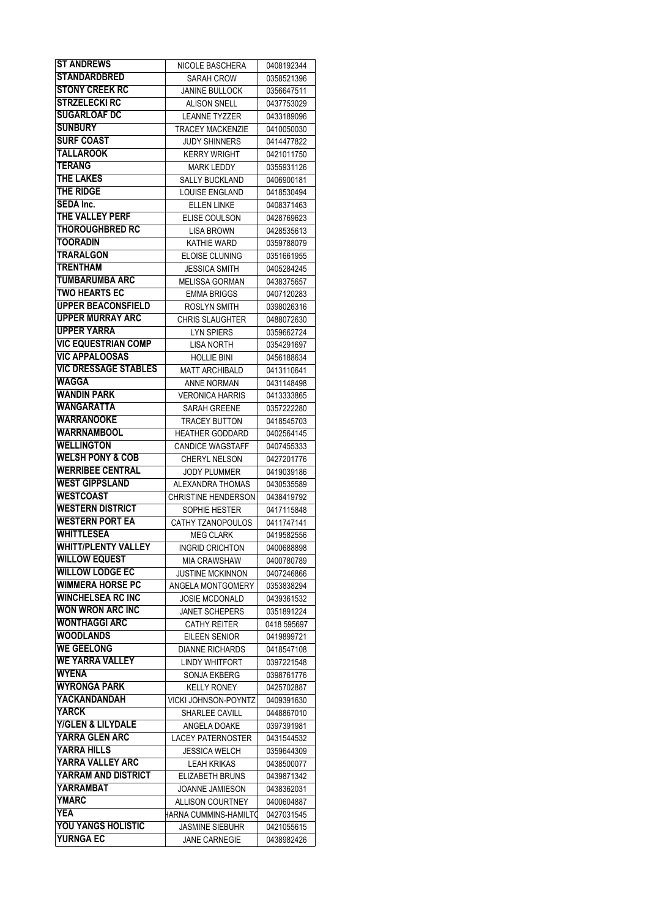| | | |
|---|---|---|
| **ST ANDREWS** | NICOLE BASCHERA | 0408192344 |
| **STANDARDBRED** | SARAH CROW | 0358521396 |
| **STONY CREEK RC** | JANINE BULLOCK | 0356647511 |
| **STRZELECKI RC** | ALISON SNELL | 0437753029 |
| **SUGARLOAF DC** | LEANNE TYZZER | 0433189096 |
| **SUNBURY** | TRACEY MACKENZIE | 0410050030 |
| **SURF COAST** | JUDY SHINNERS | 0414477822 |
| **TALLAROOK** | KERRY WRIGHT | 0421011750 |
| **TERANG** | MARK LEDDY | 0355931126 |
| **THE LAKES** | SALLY BUCKLAND | 0406900181 |
| **THE RIDGE** | LOUISE ENGLAND | 0418530494 |
| **SEDA Inc.** | ELLEN LINKE | 0408371463 |
| **THE VALLEY PERF** | ELISE COULSON | 0428769623 |
| **THOROUGHBRED RC** | LISA BROWN | 0428535613 |
| **TOORADIN** | KATHIE WARD | 0359788079 |
| **TRARALGON** | ELOISE CLUNING | 0351661955 |
| **TRENTHAM** | JESSICA SMITH | 0405284245 |
| **TUMBARUMBA ARC** | MELISSA GORMAN | 0438375657 |
| **TWO HEARTS EC** | EMMA BRIGGS | 0407120283 |
| **UPPER BEACONSFIELD** | ROSLYN SMITH | 0398026316 |
| **UPPER MURRAY ARC** | CHRIS SLAUGHTER | 0488072630 |
| **UPPER YARRA** | LYN SPIERS | 0359662724 |
| **VIC EQUESTRIAN COMP** | LISA NORTH | 0354291697 |
| **VIC APPALOOSAS** | HOLLIE BINI | 0456188634 |
| **VIC DRESSAGE STABLES** | MATT ARCHIBALD | 0413110641 |
| **WAGGA** | ANNE NORMAN | 0431148498 |
| **WANDIN PARK** | VERONICA HARRIS | 0413333865 |
| **WANGARATTA** | SARAH GREENE | 0357222280 |
| **WARRANOOKE** | TRACEY BUTTON | 0418545703 |
| **WARRNAMBOOL** | HEATHER GODDARD | 0402564145 |
| **WELLINGTON** | CANDICE WAGSTAFF | 0407455333 |
| **WELSH PONY & COB** | CHERYL NELSON | 0427201776 |
| **WERRIBEE CENTRAL** | JODY PLUMMER | 0419039186 |
| **WEST GIPPSLAND** | ALEXANDRA THOMAS | 0430535589 |
| **WESTCOAST** | CHRISTINE HENDERSON | 0438419792 |
| **WESTERN DISTRICT** | SOPHIE HESTER | 0417115848 |
| **WESTERN PORT EA** | CATHY TZANOPOULOS | 0411747141 |
| **WHITTLESEA** | MEG CLARK | 0419582556 |
| **WHITT/PLENTY VALLEY** | INGRID CRICHTON | 0400688898 |
| **WILLOW EQUEST** | MIA CRAWSHAW | 0400780789 |
| **WILLOW LODGE EC** | JUSTINE MCKINNON | 0407246866 |
| **WIMMERA HORSE PC** | ANGELA MONTGOMERY | 0353838294 |
| **WINCHELSEA RC INC** | JOSIE MCDONALD | 0439361532 |
| **WON WRON ARC INC** | JANET SCHEPERS | 0351891224 |
| **WONTHAGGI ARC** | CATHY REITER | 0418 595697 |
| **WOODLANDS** | EILEEN SENIOR | 0419899721 |
| **WE GEELONG** | DIANNE RICHARDS | 0418547108 |
| **WE YARRA VALLEY** | LINDY WHITFORT | 0397221548 |
| **WYENA** | SONJA EKBERG | 0398761776 |
| **WYRONGA PARK** | KELLY RONEY | 0425702887 |
| **YACKANDANDAH** | VICKI JOHNSON-POYNTZ | 0409391630 |
| **YARCK** | SHARLEE CAVILL | 0448867010 |
| **Y/GLEN & LILYDALE** | ANGELA DOAKE | 0397391981 |
| **YARRA GLEN ARC** | LACEY PATERNOSTER | 0431544532 |
| **YARRA HILLS** | JESSICA WELCH | 0359644309 |
| **YARRA VALLEY ARC** | LEAH KRIKAS | 0438500077 |
| **YARRAM AND DISTRICT** | ELIZABETH BRUNS | 0439871342 |
| **YARRAMBAT** | JOANNE JAMIESON | 0438362031 |
| **YMARC** | ALLISON COURTNEY | 0400604887 |
| **YEA** | HARNA CUMMINS-HAMILTO | 0427031545 |
| **YOU YANGS HOLISTIC** | JASMINE SIEBUHR | 0421055615 |
| **YURNGA EC** | JANE CARNEGIE | 0438982426 |